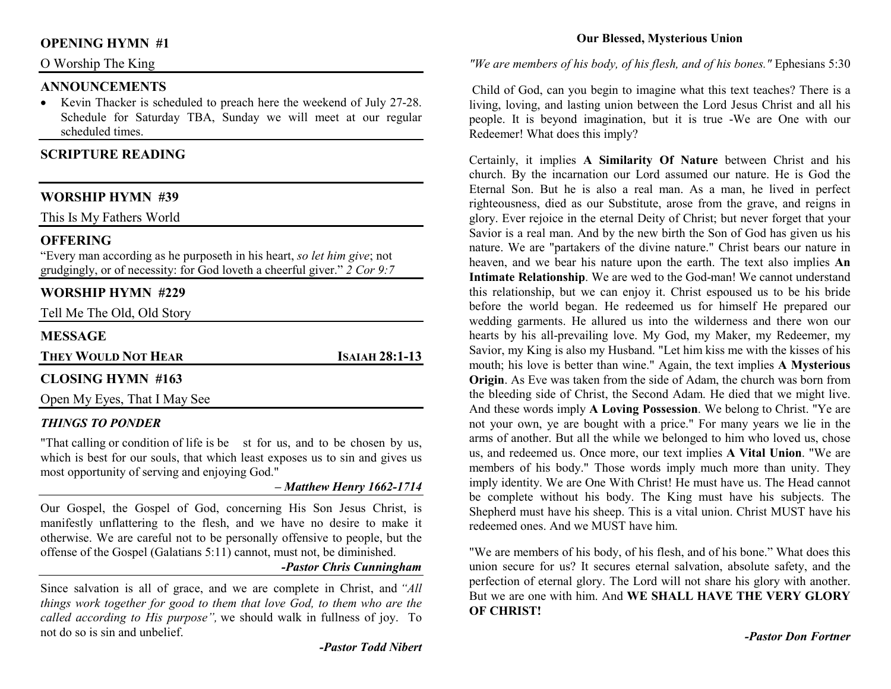## OPENING HYMN #1

O Worship The King

## ANNOUNCEMENTS

- Kevin Thacker is scheduled to preach here the weekend of July 27-28. Schedule for Saturday TBA, Sunday we will meet at our regular scheduled times.

## SCRIPTURE READING

## WORSHIP HYMN #39

This Is My Fathers World

## OFFERING

"Every man according as he purposeth in his heart, *so let him give*; not grudgingly, or of necessity: for God loveth a cheerful giver." *2 Cor 9:7*

## WORSHIP HYMN #229

Tell Me The Old, Old Story

## MESSAGE

**THEY WOULD NOT HEAR** **ISAIAH 28:1-13**

## CLOSING HYMN #163

Open My Eyes, That I May See

### *THINGS TO PONDER*

"That calling or condition of life is be st for us, and to be chosen by us, which is best for our souls, that which least exposes us to sin and gives us most opportunity of serving and enjoying God."

***– Matthew Henry 1662-1714***

Our Gospel, the Gospel of God, concerning His Son Jesus Christ, is manifestly unflattering to the flesh, and we have no desire to make it otherwise. We are careful not to be personally offensive to people, but the offense of the Gospel (Galatians 5:11) cannot, must not, be diminished.

***-Pastor Chris Cunningham***

Since salvation is all of grace, and we are complete in Christ, and *"All things work together for good to them that love God, to them who are the called according to His purpose"*, we should walk in fullness of joy. To not do so is sin and unbelief.

***-Pastor Todd Nibert***

## Our Blessed, Mysterious Union

*"We are members of his body, of his flesh, and of his bones."* Ephesians 5:30

Child of God, can you begin to imagine what this text teaches? There is a living, loving, and lasting union between the Lord Jesus Christ and all his people. It is beyond imagination, but it is true -We are One with our Redeemer! What does this imply?

Certainly, it implies **A Similarity Of Nature** between Christ and his church. By the incarnation our Lord assumed our nature. He is God the Eternal Son. But he is also a real man. As a man, he lived in perfect righteousness, died as our Substitute, arose from the grave, and reigns in glory. Ever rejoice in the eternal Deity of Christ; but never forget that your Savior is a real man. And by the new birth the Son of God has given us his nature. We are "partakers of the divine nature." Christ bears our nature in heaven, and we bear his nature upon the earth. The text also implies **An Intimate Relationship**. We are wed to the God-man! We cannot understand this relationship, but we can enjoy it. Christ espoused us to be his bride before the world began. He redeemed us for himself He prepared our wedding garments. He allured us into the wilderness and there won our hearts by his all-prevailing love. My God, my Maker, my Redeemer, my Savior, my King is also my Husband. "Let him kiss me with the kisses of his mouth; his love is better than wine." Again, the text implies **A Mysterious Origin**. As Eve was taken from the side of Adam, the church was born from the bleeding side of Christ, the Second Adam. He died that we might live. And these words imply **A Loving Possession**. We belong to Christ. "Ye are not your own, ye are bought with a price." For many years we lie in the arms of another. But all the while we belonged to him who loved us, chose us, and redeemed us. Once more, our text implies **A Vital Union**. "We are members of his body." Those words imply much more than unity. They imply identity. We are One With Christ! He must have us. The Head cannot be complete without his body. The King must have his subjects. The Shepherd must have his sheep. This is a vital union. Christ MUST have his redeemed ones. And we MUST have him.

"We are members of his body, of his flesh, and of his bone." What does this union secure for us? It secures eternal salvation, absolute safety, and the perfection of eternal glory. The Lord will not share his glory with another. But we are one with him. And **WE SHALL HAVE THE VERY GLORY OF CHRIST!**

***-Pastor Don Fortner***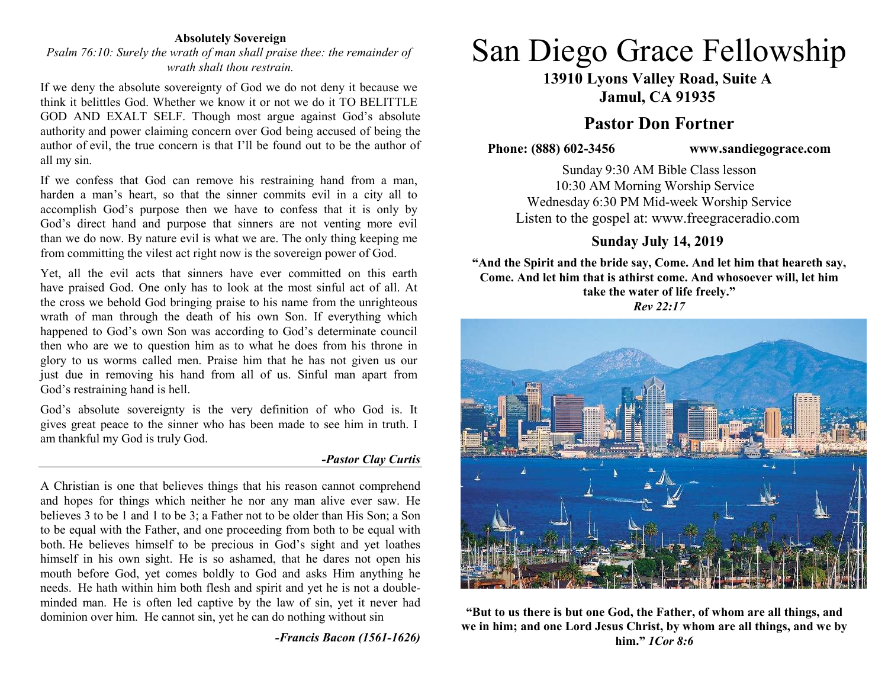## Absolutely Sovereign

*Psalm 76:10: Surely the wrath of man shall praise thee: the remainder of wrath shalt thou restrain.*

If we deny the absolute sovereignty of God we do not deny it because we think it belittles God. Whether we know it or not we do it TO BELITTLE GOD AND EXALT SELF. Though most argue against God's absolute authority and power claiming concern over God being accused of being the author of evil, the true concern is that I'll be found out to be the author of all my sin.

If we confess that God can remove his restraining hand from a man, harden a man's heart, so that the sinner commits evil in a city all to accomplish God's purpose then we have to confess that it is only by God's direct hand and purpose that sinners are not venting more evil than we do now. By nature evil is what we are. The only thing keeping me from committing the vilest act right now is the sovereign power of God.

Yet, all the evil acts that sinners have ever committed on this earth have praised God. One only has to look at the most sinful act of all. At the cross we behold God bringing praise to his name from the unrighteous wrath of man through the death of his own Son. If everything which happened to God's own Son was according to God's determinate council then who are we to question him as to what he does from his throne in glory to us worms called men. Praise him that he has not given us our just due in removing his hand from all of us. Sinful man apart from God's restraining hand is hell.

God's absolute sovereignty is the very definition of who God is. It gives great peace to the sinner who has been made to see him in truth. I am thankful my God is truly God.

***-Pastor Clay Curtis***

---

A Christian is one that believes things that his reason cannot comprehend and hopes for things which neither he nor any man alive ever saw. He believes 3 to be 1 and 1 to be 3; a Father not to be older than His Son; a Son to be equal with the Father, and one proceeding from both to be equal with both. He believes himself to be precious in God's sight and yet loathes himself in his own sight. He is so ashamed, that he dares not open his mouth before God, yet comes boldly to God and asks Him anything he needs. He hath within him both flesh and spirit and yet he is not a double-minded man. He is often led captive by the law of sin, yet it never had dominion over him. He cannot sin, yet he can do nothing without sin

***-Francis Bacon (1561-1626)***

# San Diego Grace Fellowship

**13910 Lyons Valley Road, Suite A**
**Jamul, CA 91935**

## Pastor Don Fortner

**Phone: (888) 602-3456** **www.sandiegograce.com**

Sunday 9:30 AM Bible Class lesson
10:30 AM Morning Worship Service
Wednesday 6:30 PM Mid-week Worship Service
Listen to the gospel at: www.freegraceradio.com

**Sunday July 14, 2019**

**"And the Spirit and the bride say, Come. And let him that heareth say, Come. And let him that is athirst come. And whosoever will, let him take the water of life freely."**
***Rev 22:17***

**"But to us there is but one God, the Father, of whom are all things, and we in him; and one Lord Jesus Christ, by whom are all things, and we by him."** ***1Cor 8:6***